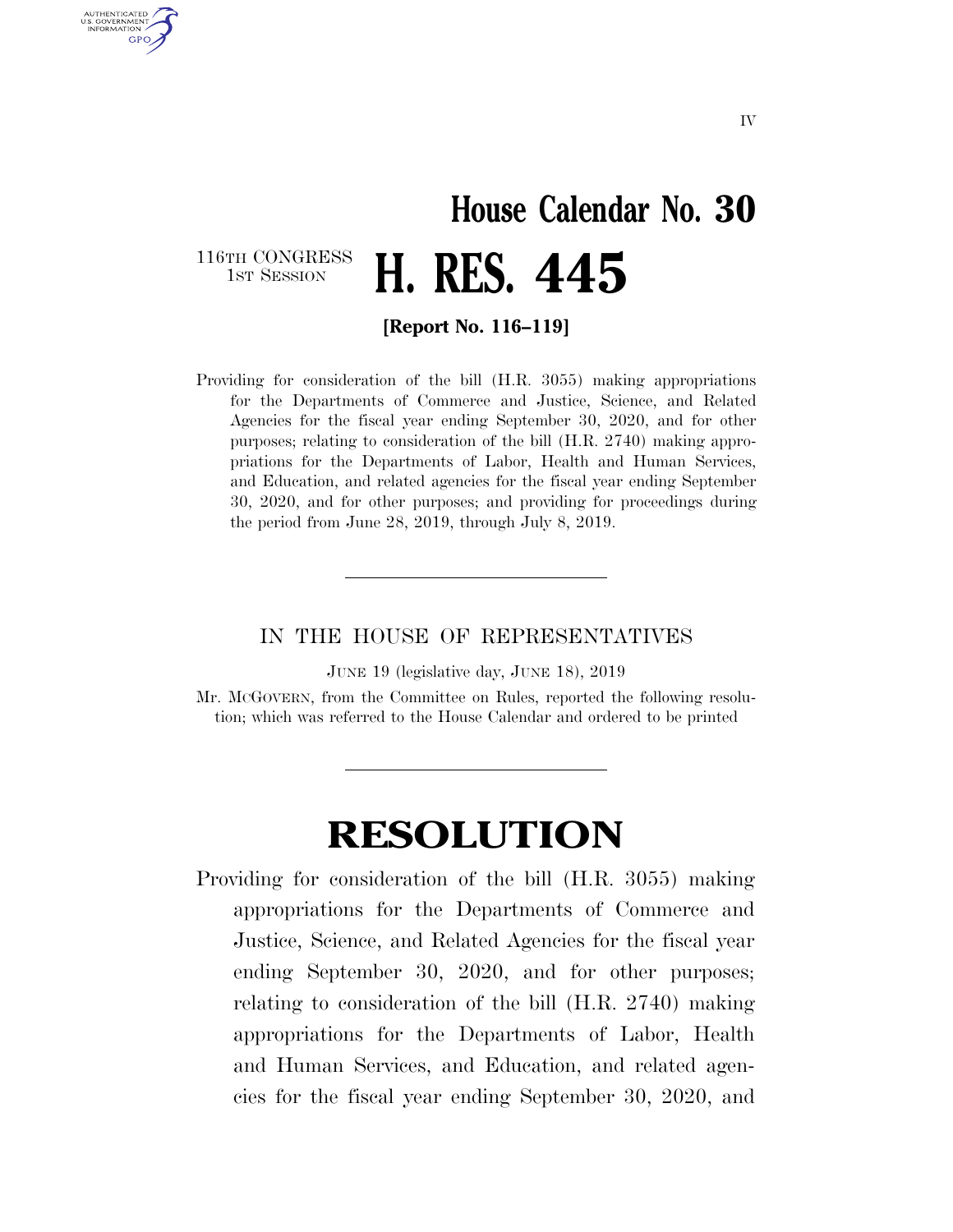IV

# House Calendar No. 30

116TH CONGRESS
1ST SESSION

# H. RES. 445

**[Report No. 116–119]**

Providing for consideration of the bill (H.R. 3055) making appropriations for the Departments of Commerce and Justice, Science, and Related Agencies for the fiscal year ending September 30, 2020, and for other purposes; relating to consideration of the bill (H.R. 2740) making appropriations for the Departments of Labor, Health and Human Services, and Education, and related agencies for the fiscal year ending September 30, 2020, and for other purposes; and providing for proceedings during the period from June 28, 2019, through July 8, 2019.

---

IN THE HOUSE OF REPRESENTATIVES

JUNE 19 (legislative day, JUNE 18), 2019

Mr. MCGOVERN, from the Committee on Rules, reported the following resolution; which was referred to the House Calendar and ordered to be printed

---

# RESOLUTION

Providing for consideration of the bill (H.R. 3055) making appropriations for the Departments of Commerce and Justice, Science, and Related Agencies for the fiscal year ending September 30, 2020, and for other purposes; relating to consideration of the bill (H.R. 2740) making appropriations for the Departments of Labor, Health and Human Services, and Education, and related agencies for the fiscal year ending September 30, 2020, and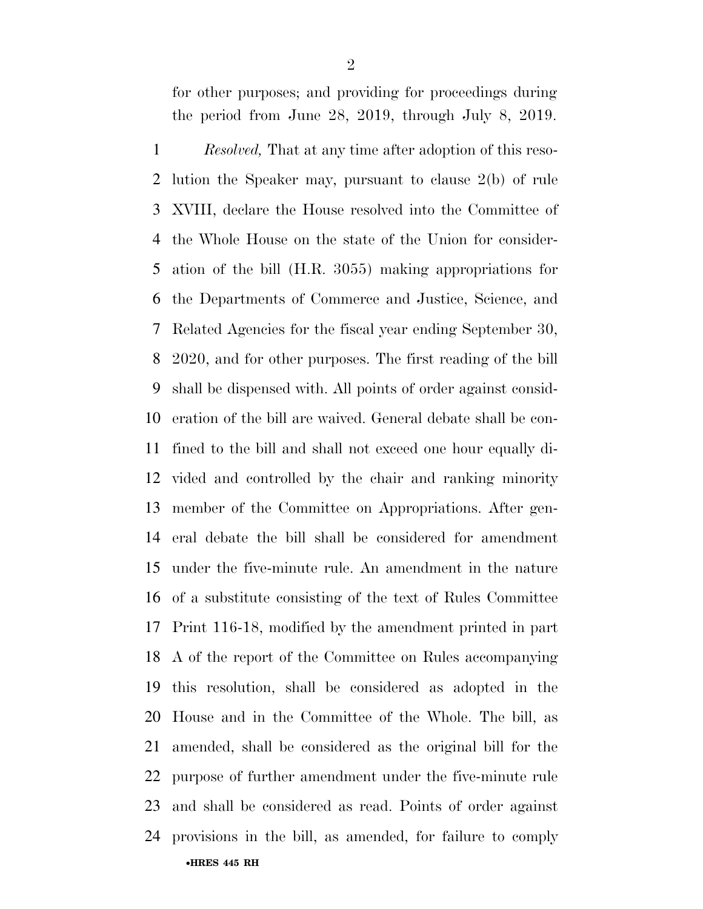for other purposes; and providing for proceedings during the period from June 28, 2019, through July 8, 2019.

*Resolved,* That at any time after adoption of this resolution the Speaker may, pursuant to clause 2(b) of rule XVIII, declare the House resolved into the Committee of the Whole House on the state of the Union for consideration of the bill (H.R. 3055) making appropriations for the Departments of Commerce and Justice, Science, and Related Agencies for the fiscal year ending September 30, 2020, and for other purposes. The first reading of the bill shall be dispensed with. All points of order against consideration of the bill are waived. General debate shall be confined to the bill and shall not exceed one hour equally divided and controlled by the chair and ranking minority member of the Committee on Appropriations. After general debate the bill shall be considered for amendment under the five-minute rule. An amendment in the nature of a substitute consisting of the text of Rules Committee Print 116-18, modified by the amendment printed in part A of the report of the Committee on Rules accompanying this resolution, shall be considered as adopted in the House and in the Committee of the Whole. The bill, as amended, shall be considered as the original bill for the purpose of further amendment under the five-minute rule and shall be considered as read. Points of order against provisions in the bill, as amended, for failure to comply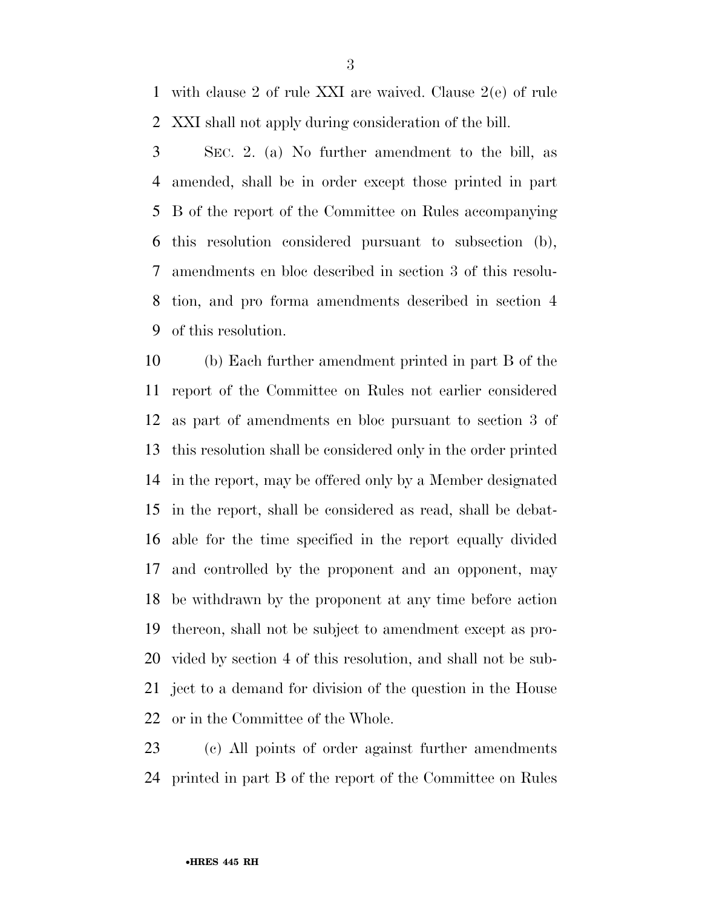with clause 2 of rule XXI are waived. Clause 2(e) of rule XXI shall not apply during consideration of the bill.

SEC. 2. (a) No further amendment to the bill, as amended, shall be in order except those printed in part B of the report of the Committee on Rules accompanying this resolution considered pursuant to subsection (b), amendments en bloc described in section 3 of this resolution, and pro forma amendments described in section 4 of this resolution.

(b) Each further amendment printed in part B of the report of the Committee on Rules not earlier considered as part of amendments en bloc pursuant to section 3 of this resolution shall be considered only in the order printed in the report, may be offered only by a Member designated in the report, shall be considered as read, shall be debatable for the time specified in the report equally divided and controlled by the proponent and an opponent, may be withdrawn by the proponent at any time before action thereon, shall not be subject to amendment except as provided by section 4 of this resolution, and shall not be subject to a demand for division of the question in the House or in the Committee of the Whole.

(c) All points of order against further amendments printed in part B of the report of the Committee on Rules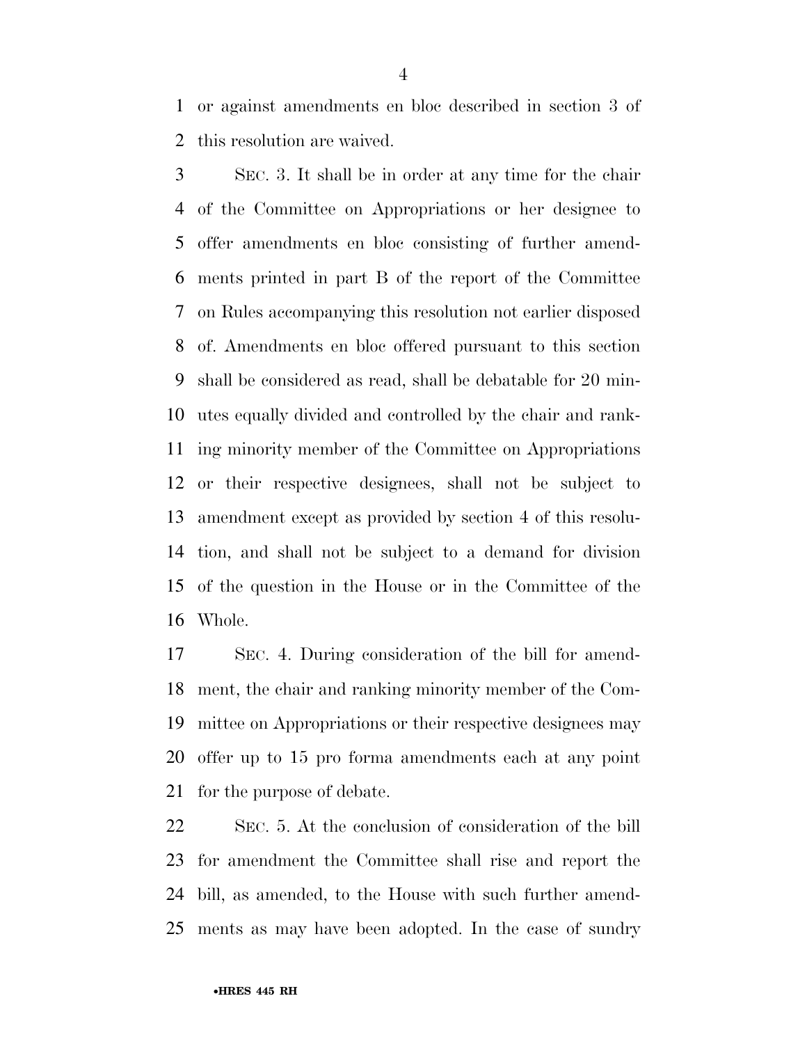or against amendments en bloc described in section 3 of this resolution are waived.

SEC. 3. It shall be in order at any time for the chair of the Committee on Appropriations or her designee to offer amendments en bloc consisting of further amendments printed in part B of the report of the Committee on Rules accompanying this resolution not earlier disposed of. Amendments en bloc offered pursuant to this section shall be considered as read, shall be debatable for 20 minutes equally divided and controlled by the chair and ranking minority member of the Committee on Appropriations or their respective designees, shall not be subject to amendment except as provided by section 4 of this resolution, and shall not be subject to a demand for division of the question in the House or in the Committee of the Whole.

SEC. 4. During consideration of the bill for amendment, the chair and ranking minority member of the Committee on Appropriations or their respective designees may offer up to 15 pro forma amendments each at any point for the purpose of debate.

SEC. 5. At the conclusion of consideration of the bill for amendment the Committee shall rise and report the bill, as amended, to the House with such further amendments as may have been adopted. In the case of sundry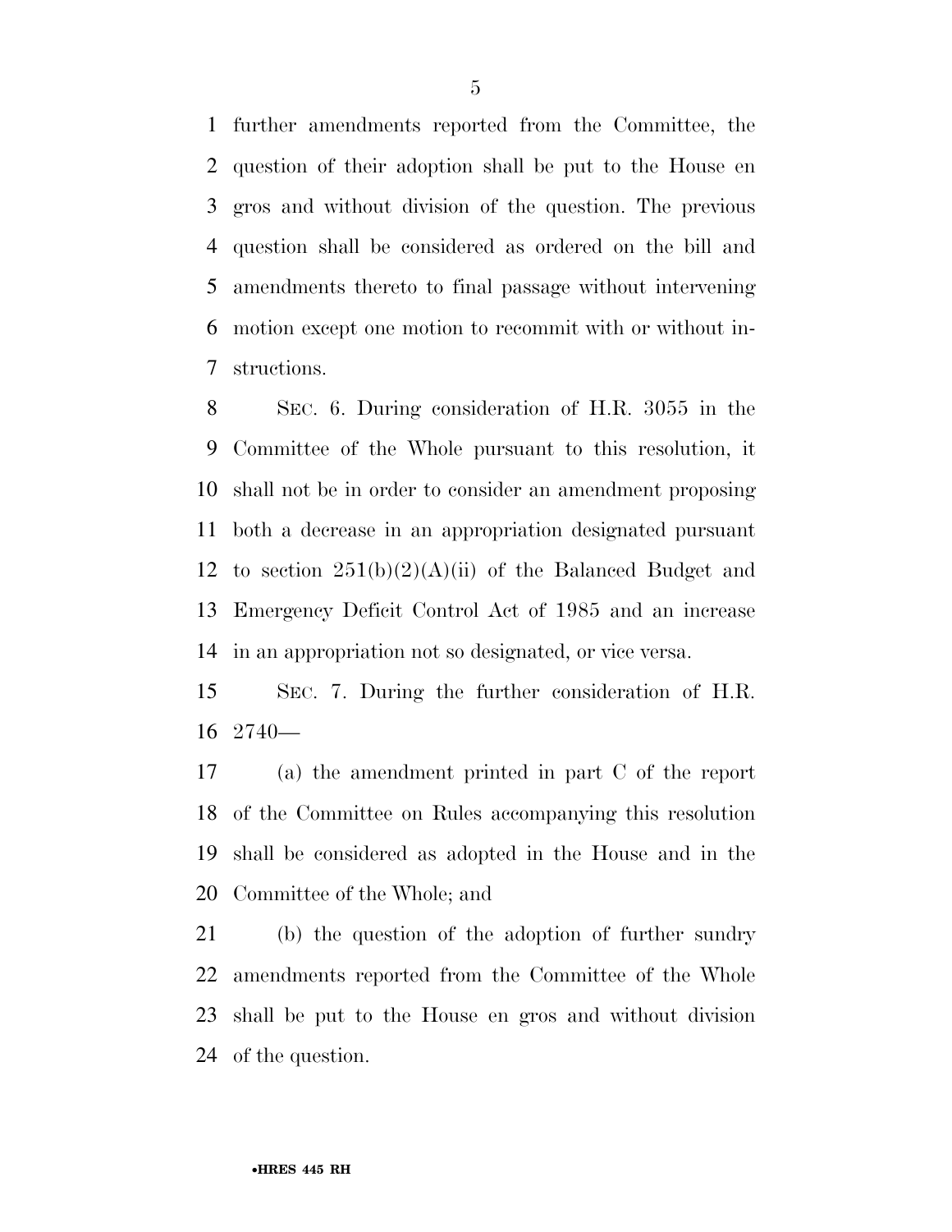further amendments reported from the Committee, the question of their adoption shall be put to the House en gros and without division of the question. The previous question shall be considered as ordered on the bill and amendments thereto to final passage without intervening motion except one motion to recommit with or without instructions.

SEC. 6. During consideration of H.R. 3055 in the Committee of the Whole pursuant to this resolution, it shall not be in order to consider an amendment proposing both a decrease in an appropriation designated pursuant to section 251(b)(2)(A)(ii) of the Balanced Budget and Emergency Deficit Control Act of 1985 and an increase in an appropriation not so designated, or vice versa.

SEC. 7. During the further consideration of H.R. 2740—

(a) the amendment printed in part C of the report of the Committee on Rules accompanying this resolution shall be considered as adopted in the House and in the Committee of the Whole; and

(b) the question of the adoption of further sundry amendments reported from the Committee of the Whole shall be put to the House en gros and without division of the question.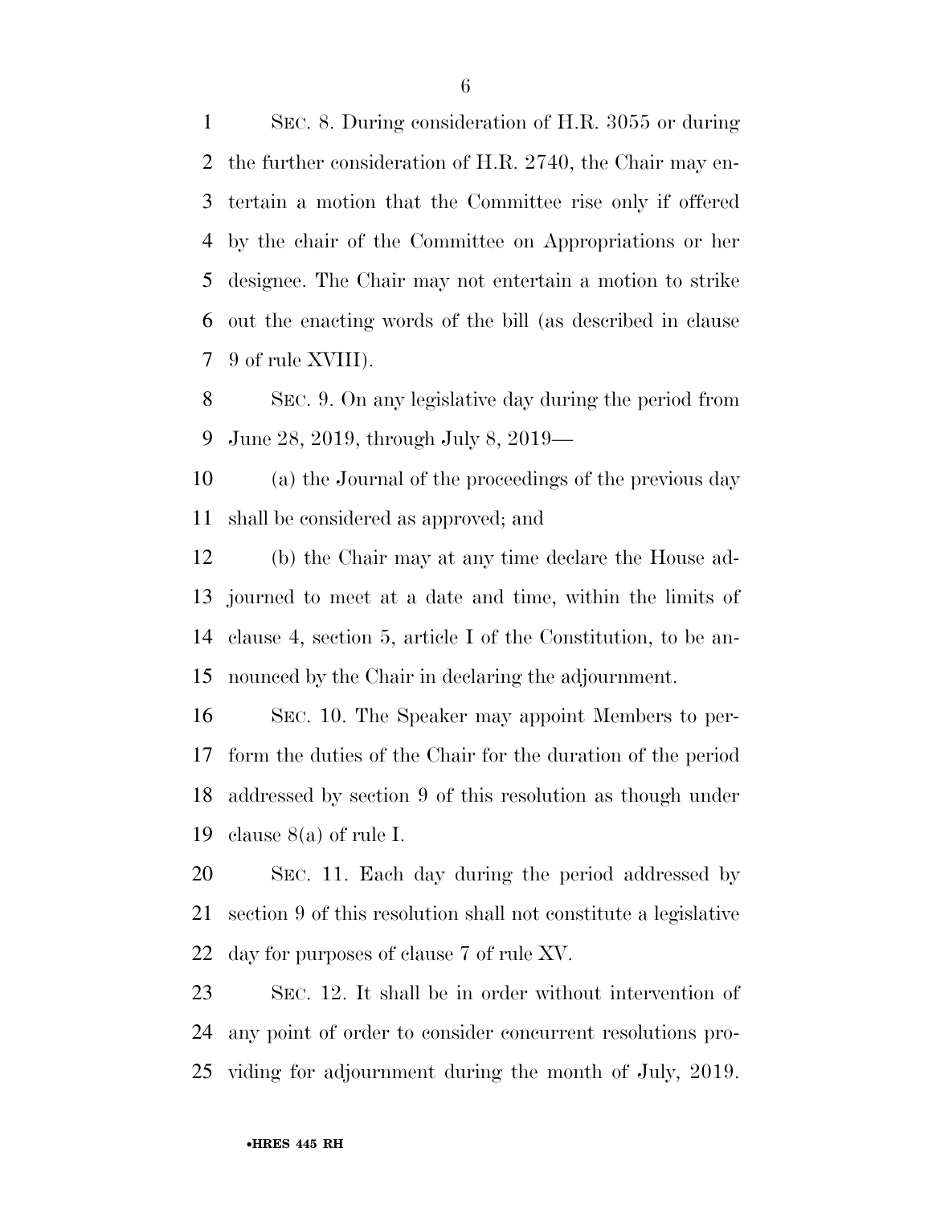SEC. 8. During consideration of H.R. 3055 or during the further consideration of H.R. 2740, the Chair may entertain a motion that the Committee rise only if offered by the chair of the Committee on Appropriations or her designee. The Chair may not entertain a motion to strike out the enacting words of the bill (as described in clause 9 of rule XVIII).

SEC. 9. On any legislative day during the period from June 28, 2019, through July 8, 2019—

(a) the Journal of the proceedings of the previous day shall be considered as approved; and

(b) the Chair may at any time declare the House adjourned to meet at a date and time, within the limits of clause 4, section 5, article I of the Constitution, to be announced by the Chair in declaring the adjournment.

SEC. 10. The Speaker may appoint Members to perform the duties of the Chair for the duration of the period addressed by section 9 of this resolution as though under clause 8(a) of rule I.

SEC. 11. Each day during the period addressed by section 9 of this resolution shall not constitute a legislative day for purposes of clause 7 of rule XV.

SEC. 12. It shall be in order without intervention of any point of order to consider concurrent resolutions providing for adjournment during the month of July, 2019.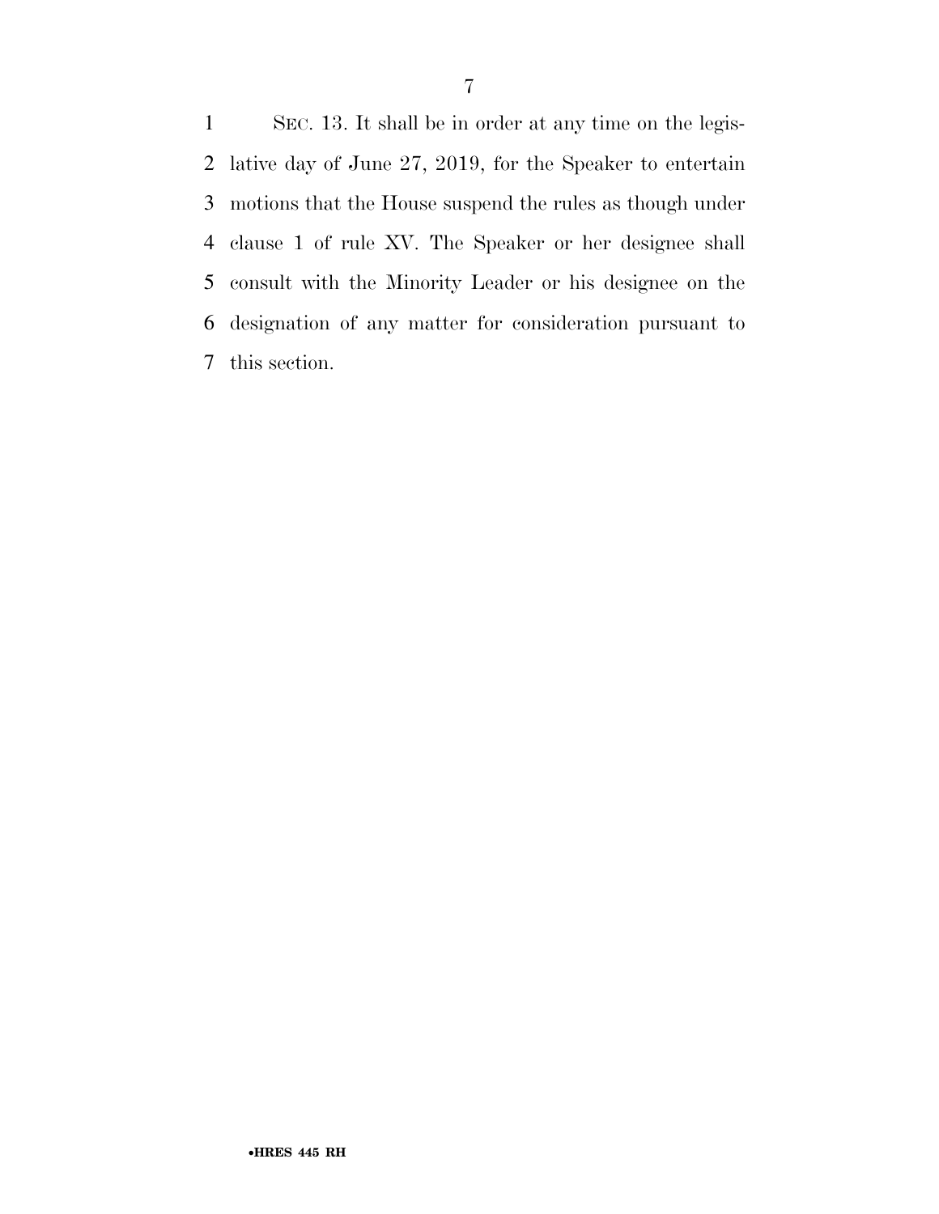SEC. 13. It shall be in order at any time on the legislative day of June 27, 2019, for the Speaker to entertain motions that the House suspend the rules as though under clause 1 of rule XV. The Speaker or her designee shall consult with the Minority Leader or his designee on the designation of any matter for consideration pursuant to this section.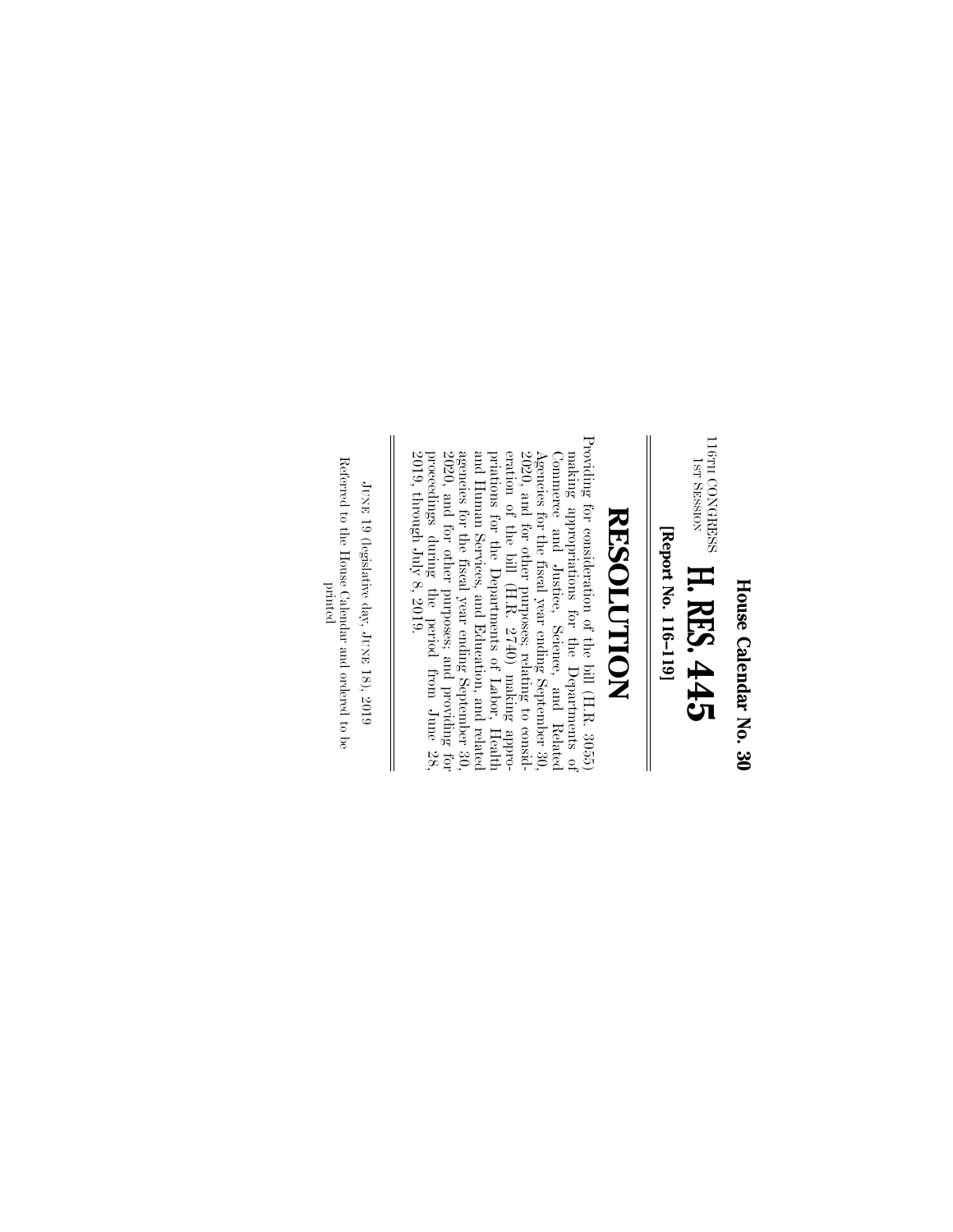House Calendar No. 30

116TH CONGRESS
1ST SESSION

# H. RES. 445

**[Report No. 116–119]**

# RESOLUTION

Providing for consideration of the bill (H.R. 3055) making appropriations for the Departments of Commerce and Justice, Science, and Related Agencies for the fiscal year ending September 30, 2020, and for other purposes; relating to consideration of the bill (H.R. 2740) making appropriations for the Departments of Labor, Health and Human Services, and Education, and related agencies for the fiscal year ending September 30, 2020, and for other purposes; and providing for proceedings during the period from June 28, 2019, through July 8, 2019.

---

JUNE 19 (legislative day, JUNE 18), 2019

Referred to the House Calendar and ordered to be printed